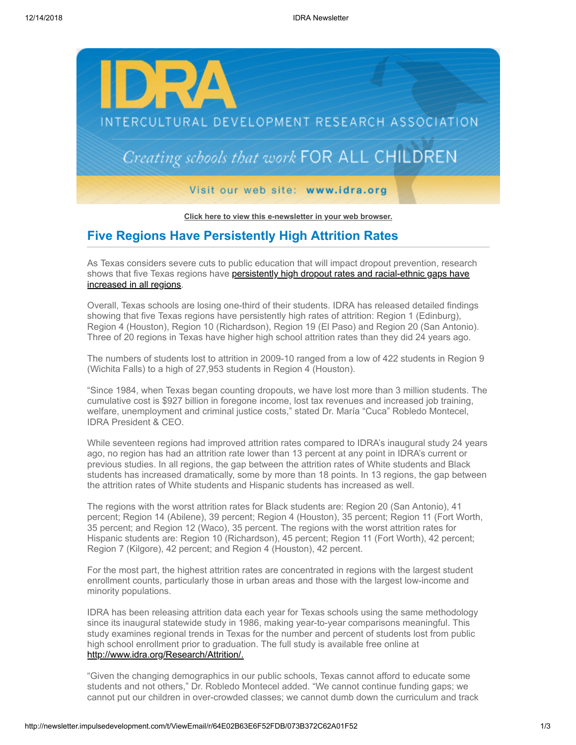IDRA

INTERCULTURAL DEVELOPMENT RESEARCH ASSOCIATION

*Creating schools that work* FOR ALL CHILDREN

Visit our web site: **www.idra.org**

**Click here to view this e-newsletter in your web browser.**

## Five Regions Have Persistently High Attrition Rates

As Texas considers severe cuts to public education that will impact dropout prevention, research shows that five Texas regions have persistently high dropout rates and racial-ethnic gaps have increased in all regions.

Overall, Texas schools are losing one-third of their students. IDRA has released detailed findings showing that five Texas regions have persistently high rates of attrition: Region 1 (Edinburg), Region 4 (Houston), Region 10 (Richardson), Region 19 (El Paso) and Region 20 (San Antonio). Three of 20 regions in Texas have higher high school attrition rates than they did 24 years ago.

The numbers of students lost to attrition in 2009-10 ranged from a low of 422 students in Region 9 (Wichita Falls) to a high of 27,953 students in Region 4 (Houston).

"Since 1984, when Texas began counting dropouts, we have lost more than 3 million students. The cumulative cost is $927 billion in foregone income, lost tax revenues and increased job training, welfare, unemployment and criminal justice costs," stated Dr. María "Cuca" Robledo Montecel, IDRA President & CEO.

While seventeen regions had improved attrition rates compared to IDRA's inaugural study 24 years ago, no region has had an attrition rate lower than 13 percent at any point in IDRA's current or previous studies. In all regions, the gap between the attrition rates of White students and Black students has increased dramatically, some by more than 18 points. In 13 regions, the gap between the attrition rates of White students and Hispanic students has increased as well.

The regions with the worst attrition rates for Black students are: Region 20 (San Antonio), 41 percent; Region 14 (Abilene), 39 percent; Region 4 (Houston), 35 percent; Region 11 (Fort Worth, 35 percent; and Region 12 (Waco), 35 percent. The regions with the worst attrition rates for Hispanic students are: Region 10 (Richardson), 45 percent; Region 11 (Fort Worth), 42 percent; Region 7 (Kilgore), 42 percent; and Region 4 (Houston), 42 percent.

For the most part, the highest attrition rates are concentrated in regions with the largest student enrollment counts, particularly those in urban areas and those with the largest low-income and minority populations.

IDRA has been releasing attrition data each year for Texas schools using the same methodology since its inaugural statewide study in 1986, making year-to-year comparisons meaningful. This study examines regional trends in Texas for the number and percent of students lost from public high school enrollment prior to graduation. The full study is available free online at http://www.idra.org/Research/Attrition/.

"Given the changing demographics in our public schools, Texas cannot afford to educate some students and not others," Dr. Robledo Montecel added. "We cannot continue funding gaps; we cannot put our children in over-crowded classes; we cannot dumb down the curriculum and track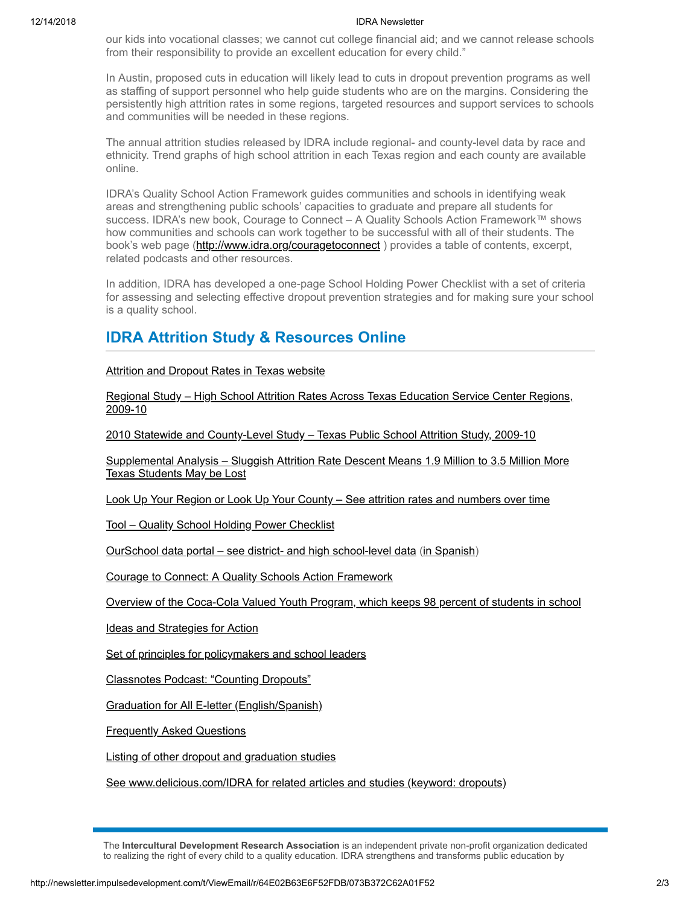our kids into vocational classes; we cannot cut college financial aid; and we cannot release schools from their responsibility to provide an excellent education for every child."

In Austin, proposed cuts in education will likely lead to cuts in dropout prevention programs as well as staffing of support personnel who help guide students who are on the margins. Considering the persistently high attrition rates in some regions, targeted resources and support services to schools and communities will be needed in these regions.

The annual attrition studies released by IDRA include regional- and county-level data by race and ethnicity. Trend graphs of high school attrition in each Texas region and each county are available online.

IDRA's Quality School Action Framework guides communities and schools in identifying weak areas and strengthening public schools' capacities to graduate and prepare all students for success. IDRA's new book, Courage to Connect – A Quality Schools Action Framework™ shows how communities and schools can work together to be successful with all of their students. The book's web page (http://www.idra.org/couragetoconnect ) provides a table of contents, excerpt, related podcasts and other resources.

In addition, IDRA has developed a one-page School Holding Power Checklist with a set of criteria for assessing and selecting effective dropout prevention strategies and for making sure your school is a quality school.

## IDRA Attrition Study & Resources Online

Attrition and Dropout Rates in Texas website

Regional Study – High School Attrition Rates Across Texas Education Service Center Regions, 2009-10

2010 Statewide and County-Level Study – Texas Public School Attrition Study, 2009-10

Supplemental Analysis – Sluggish Attrition Rate Descent Means 1.9 Million to 3.5 Million More Texas Students May be Lost

Look Up Your Region or Look Up Your County – See attrition rates and numbers over time

Tool – Quality School Holding Power Checklist

OurSchool data portal – see district- and high school-level data (in Spanish)

Courage to Connect: A Quality Schools Action Framework

Overview of the Coca-Cola Valued Youth Program, which keeps 98 percent of students in school

Ideas and Strategies for Action

Set of principles for policymakers and school leaders

Classnotes Podcast: "Counting Dropouts"

Graduation for All E-letter (English/Spanish)

Frequently Asked Questions

Listing of other dropout and graduation studies

See www.delicious.com/IDRA for related articles and studies (keyword: dropouts)

---

The **Intercultural Development Research Association** is an independent private non-profit organization dedicated to realizing the right of every child to a quality education. IDRA strengthens and transforms public education by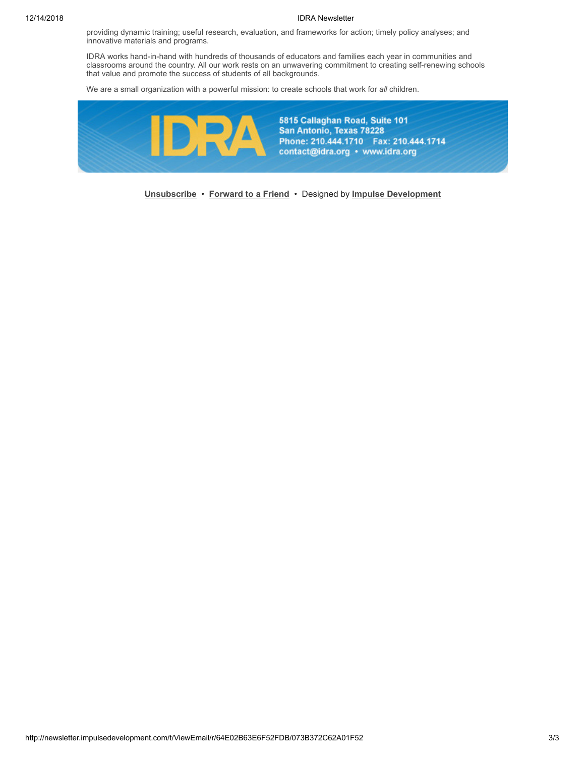providing dynamic training; useful research, evaluation, and frameworks for action; timely policy analyses; and innovative materials and programs.

IDRA works hand-in-hand with hundreds of thousands of educators and families each year in communities and classrooms around the country. All our work rests on an unwavering commitment to creating self-renewing schools that value and promote the success of students of all backgrounds.

We are a small organization with a powerful mission: to create schools that work for *all* children.

IDRA

5815 Callaghan Road, Suite 101
San Antonio, Texas 78228
Phone: 210.444.1710 Fax: 210.444.1714
contact@idra.org • www.idra.org

**Unsubscribe** • **Forward to a Friend** • Designed by **Impulse Development**